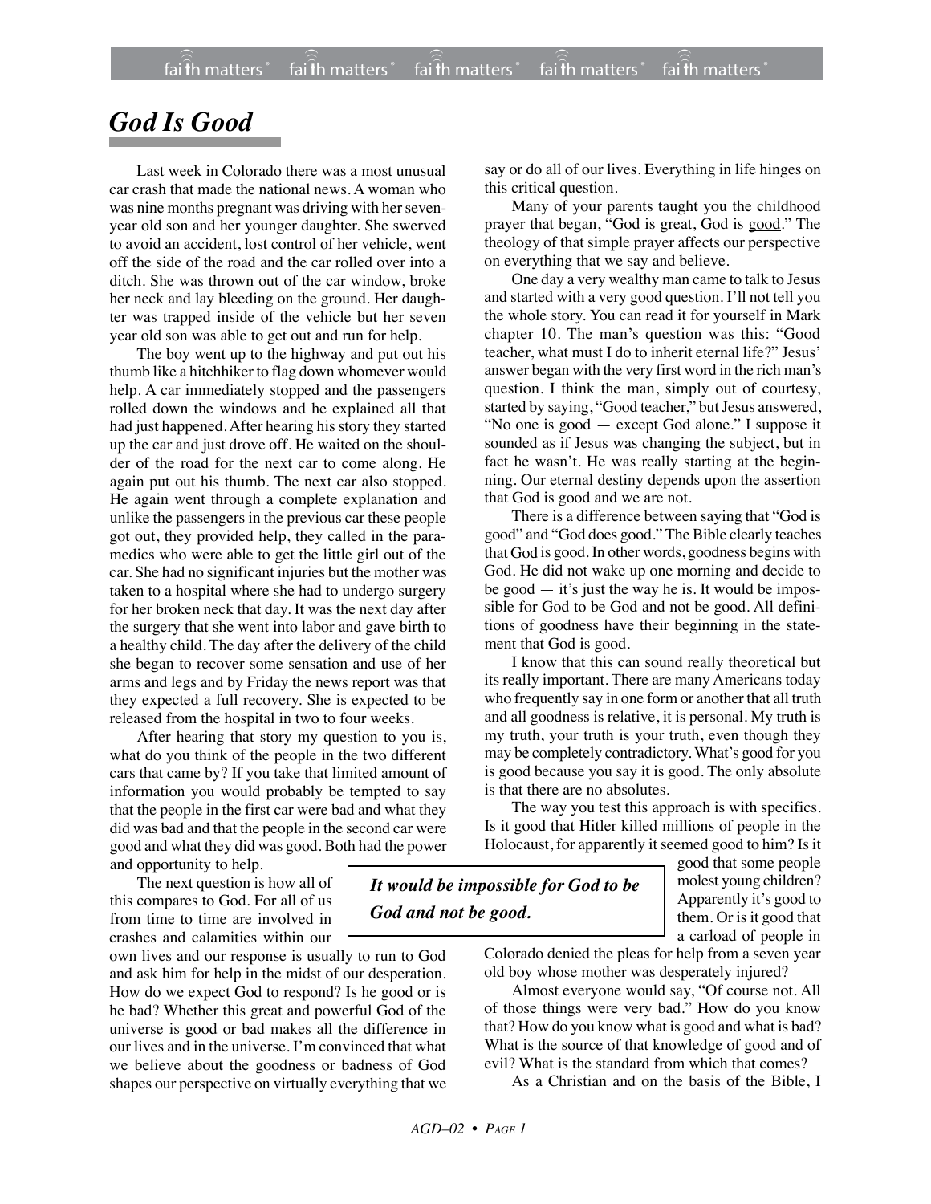# *God Is Good*

Last week in Colorado there was a most unusual car crash that made the national news. A woman who was nine months pregnant was driving with her seven-year old son and her younger daughter. She swerved to avoid an accident, lost control of her vehicle, went off the side of the road and the car rolled over into a ditch. She was thrown out of the car window, broke her neck and lay bleeding on the ground. Her daughter was trapped inside of the vehicle but her seven year old son was able to get out and run for help.

The boy went up to the highway and put out his thumb like a hitchhiker to flag down whomever would help. A car immediately stopped and the passengers rolled down the windows and he explained all that had just happened. After hearing his story they started up the car and just drove off. He waited on the shoulder of the road for the next car to come along. He again put out his thumb. The next car also stopped. He again went through a complete explanation and unlike the passengers in the previous car these people got out, they provided help, they called in the paramedics who were able to get the little girl out of the car. She had no significant injuries but the mother was taken to a hospital where she had to undergo surgery for her broken neck that day. It was the next day after the surgery that she went into labor and gave birth to a healthy child. The day after the delivery of the child she began to recover some sensation and use of her arms and legs and by Friday the news report was that they expected a full recovery. She is expected to be released from the hospital in two to four weeks.

After hearing that story my question to you is, what do you think of the people in the two different cars that came by? If you take that limited amount of information you would probably be tempted to say that the people in the first car were bad and what they did was bad and that the people in the second car were good and what they did was good. Both had the power and opportunity to help.

The next question is how all of this compares to God. For all of us from time to time are involved in crashes and calamities within our own lives and our response is usually to run to God and ask him for help in the midst of our desperation. How do we expect God to respond? Is he good or is he bad? Whether this great and powerful God of the universe is good or bad makes all the difference in our lives and in the universe. I'm convinced that what we believe about the goodness or badness of God shapes our perspective on virtually everything that we say or do all of our lives. Everything in life hinges on this critical question.

Many of your parents taught you the childhood prayer that began, "God is great, God is good." The theology of that simple prayer affects our perspective on everything that we say and believe.

One day a very wealthy man came to talk to Jesus and started with a very good question. I'll not tell you the whole story. You can read it for yourself in Mark chapter 10. The man's question was this: "Good teacher, what must I do to inherit eternal life?" Jesus' answer began with the very first word in the rich man's question. I think the man, simply out of courtesy, started by saying, "Good teacher," but Jesus answered, "No one is good — except God alone." I suppose it sounded as if Jesus was changing the subject, but in fact he wasn't. He was really starting at the beginning. Our eternal destiny depends upon the assertion that God is good and we are not.

There is a difference between saying that "God is good" and "God does good." The Bible clearly teaches that God is good. In other words, goodness begins with God. He did not wake up one morning and decide to be good — it's just the way he is. It would be impossible for God to be God and not be good. All definitions of goodness have their beginning in the statement that God is good.

I know that this can sound really theoretical but its really important. There are many Americans today who frequently say in one form or another that all truth and all goodness is relative, it is personal. My truth is my truth, your truth is your truth, even though they may be completely contradictory. What's good for you is good because you say it is good. The only absolute is that there are no absolutes.

The way you test this approach is with specifics. Is it good that Hitler killed millions of people in the Holocaust, for apparently it seemed good to him? Is it good that some people molest young children? Apparently it's good to them. Or is it good that a carload of people in Colorado denied the pleas for help from a seven year old boy whose mother was desperately injured?

> ***It would be impossible for God to be God and not be good.***

Almost everyone would say, "Of course not. All of those things were very bad." How do you know that? How do you know what is good and what is bad? What is the source of that knowledge of good and of evil? What is the standard from which that comes?

As a Christian and on the basis of the Bible, I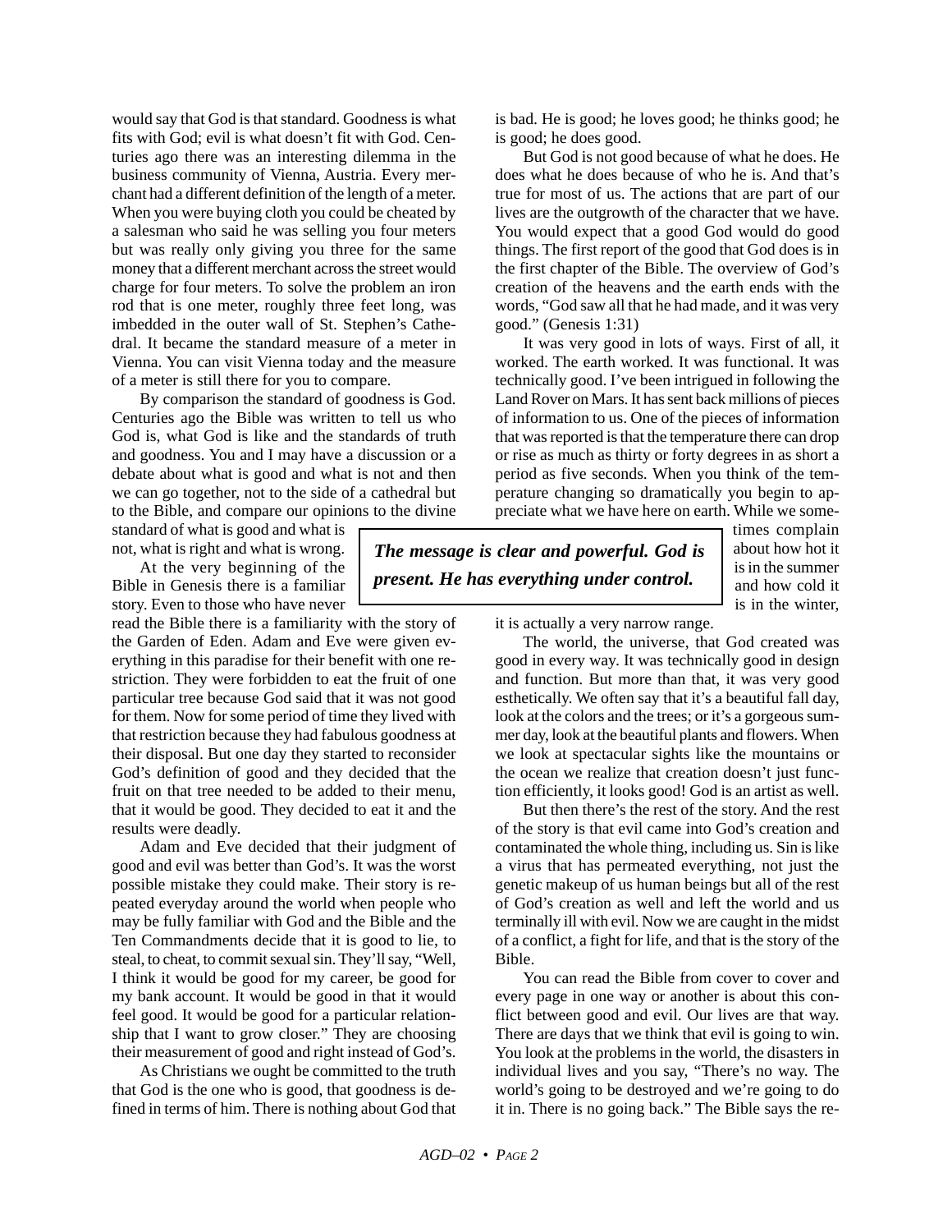would say that God is that standard. Goodness is what fits with God; evil is what doesn't fit with God. Centuries ago there was an interesting dilemma in the business community of Vienna, Austria. Every merchant had a different definition of the length of a meter. When you were buying cloth you could be cheated by a salesman who said he was selling you four meters but was really only giving you three for the same money that a different merchant across the street would charge for four meters. To solve the problem an iron rod that is one meter, roughly three feet long, was imbedded in the outer wall of St. Stephen's Cathedral. It became the standard measure of a meter in Vienna. You can visit Vienna today and the measure of a meter is still there for you to compare.

By comparison the standard of goodness is God. Centuries ago the Bible was written to tell us who God is, what God is like and the standards of truth and goodness. You and I may have a discussion or a debate about what is good and what is not and then we can go together, not to the side of a cathedral but to the Bible, and compare our opinions to the divine standard of what is good and what is not, what is right and what is wrong.

At the very beginning of the Bible in Genesis there is a familiar story. Even to those who have never read the Bible there is a familiarity with the story of the Garden of Eden. Adam and Eve were given everything in this paradise for their benefit with one restriction. They were forbidden to eat the fruit of one particular tree because God said that it was not good for them. Now for some period of time they lived with that restriction because they had fabulous goodness at their disposal. But one day they started to reconsider God's definition of good and they decided that the fruit on that tree needed to be added to their menu, that it would be good. They decided to eat it and the results were deadly.

Adam and Eve decided that their judgment of good and evil was better than God's. It was the worst possible mistake they could make. Their story is repeated everyday around the world when people who may be fully familiar with God and the Bible and the Ten Commandments decide that it is good to lie, to steal, to cheat, to commit sexual sin. They'll say, "Well, I think it would be good for my career, be good for my bank account. It would be good in that it would feel good. It would be good for a particular relationship that I want to grow closer." They are choosing their measurement of good and right instead of God's.

As Christians we ought be committed to the truth that God is the one who is good, that goodness is defined in terms of him. There is nothing about God that is bad. He is good; he loves good; he thinks good; he is good; he does good.

But God is not good because of what he does. He does what he does because of who he is. And that's true for most of us. The actions that are part of our lives are the outgrowth of the character that we have. You would expect that a good God would do good things. The first report of the good that God does is in the first chapter of the Bible. The overview of God's creation of the heavens and the earth ends with the words, "God saw all that he had made, and it was very good." (Genesis 1:31)

It was very good in lots of ways. First of all, it worked. The earth worked. It was functional. It was technically good. I've been intrigued in following the Land Rover on Mars. It has sent back millions of pieces of information to us. One of the pieces of information that was reported is that the temperature there can drop or rise as much as thirty or forty degrees in as short a period as five seconds. When you think of the temperature changing so dramatically you begin to appreciate what we have here on earth. While we sometimes complain about how hot it is in the summer and how cold it is in the winter, it is actually a very narrow range.

> ***The message is clear and powerful. God is present. He has everything under control.***

The world, the universe, that God created was good in every way. It was technically good in design and function. But more than that, it was very good esthetically. We often say that it's a beautiful fall day, look at the colors and the trees; or it's a gorgeous summer day, look at the beautiful plants and flowers. When we look at spectacular sights like the mountains or the ocean we realize that creation doesn't just function efficiently, it looks good! God is an artist as well.

But then there's the rest of the story. And the rest of the story is that evil came into God's creation and contaminated the whole thing, including us. Sin is like a virus that has permeated everything, not just the genetic makeup of us human beings but all of the rest of God's creation as well and left the world and us terminally ill with evil. Now we are caught in the midst of a conflict, a fight for life, and that is the story of the Bible.

You can read the Bible from cover to cover and every page in one way or another is about this conflict between good and evil. Our lives are that way. There are days that we think that evil is going to win. You look at the problems in the world, the disasters in individual lives and you say, "There's no way. The world's going to be destroyed and we're going to do it in. There is no going back." The Bible says the re-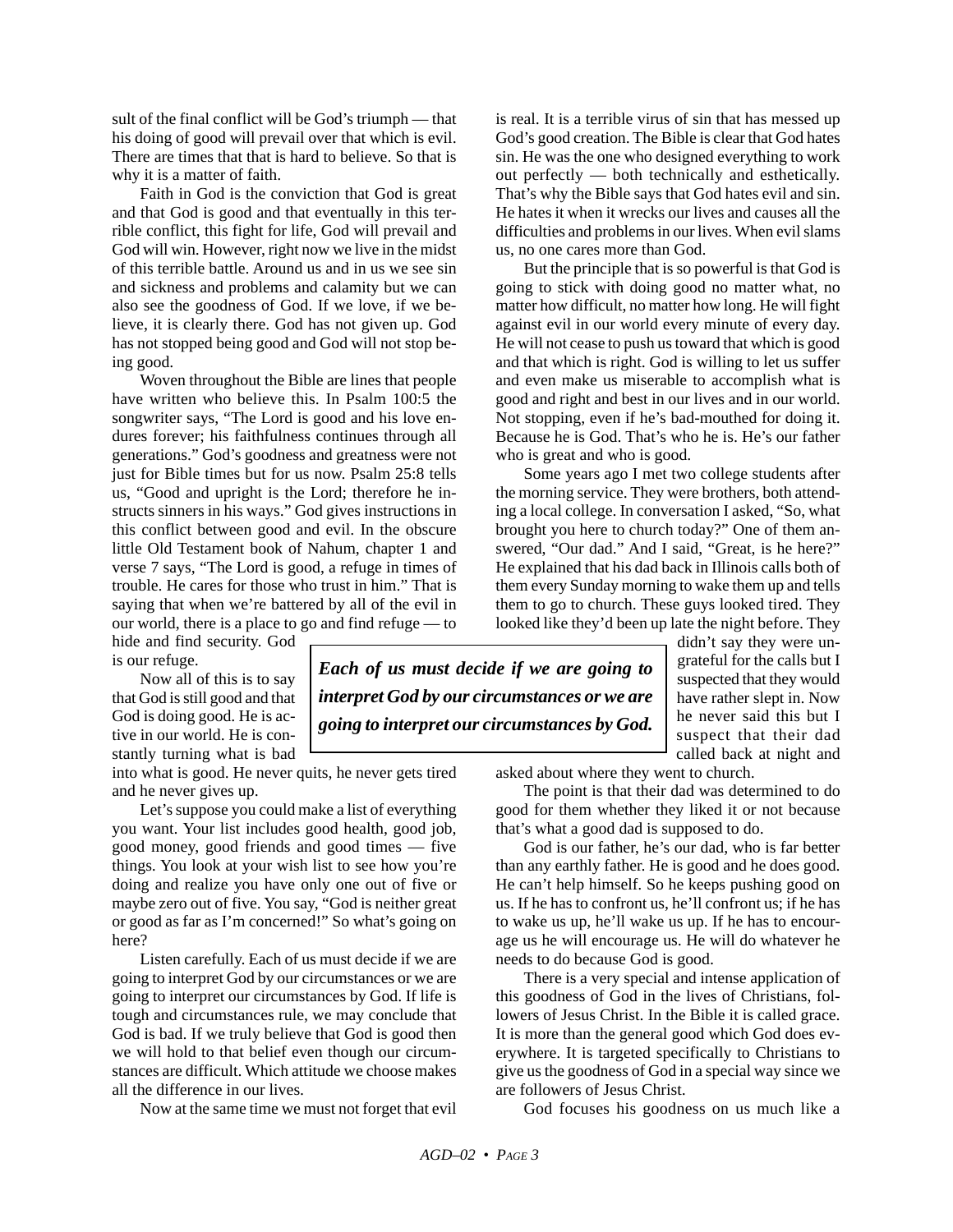sult of the final conflict will be God's triumph — that his doing of good will prevail over that which is evil. There are times that that is hard to believe. So that is why it is a matter of faith.

Faith in God is the conviction that God is great and that God is good and that eventually in this terrible conflict, this fight for life, God will prevail and God will win. However, right now we live in the midst of this terrible battle. Around us and in us we see sin and sickness and problems and calamity but we can also see the goodness of God. If we love, if we believe, it is clearly there. God has not given up. God has not stopped being good and God will not stop being good.

Woven throughout the Bible are lines that people have written who believe this. In Psalm 100:5 the songwriter says, "The Lord is good and his love endures forever; his faithfulness continues through all generations." God's goodness and greatness were not just for Bible times but for us now. Psalm 25:8 tells us, "Good and upright is the Lord; therefore he instructs sinners in his ways." God gives instructions in this conflict between good and evil. In the obscure little Old Testament book of Nahum, chapter 1 and verse 7 says, "The Lord is good, a refuge in times of trouble. He cares for those who trust in him." That is saying that when we're battered by all of the evil in our world, there is a place to go and find refuge — to hide and find security. God is our refuge.

Now all of this is to say that God is still good and that God is doing good. He is active in our world. He is constantly turning what is bad into what is good. He never quits, he never gets tired and he never gives up.

Let's suppose you could make a list of everything you want. Your list includes good health, good job, good money, good friends and good times — five things. You look at your wish list to see how you're doing and realize you have only one out of five or maybe zero out of five. You say, "God is neither great or good as far as I'm concerned!" So what's going on here?

Listen carefully. Each of us must decide if we are going to interpret God by our circumstances or we are going to interpret our circumstances by God. If life is tough and circumstances rule, we may conclude that God is bad. If we truly believe that God is good then we will hold to that belief even though our circumstances are difficult. Which attitude we choose makes all the difference in our lives.

Now at the same time we must not forget that evil is real. It is a terrible virus of sin that has messed up God's good creation. The Bible is clear that God hates sin. He was the one who designed everything to work out perfectly — both technically and esthetically. That's why the Bible says that God hates evil and sin. He hates it when it wrecks our lives and causes all the difficulties and problems in our lives. When evil slams us, no one cares more than God.

But the principle that is so powerful is that God is going to stick with doing good no matter what, no matter how difficult, no matter how long. He will fight against evil in our world every minute of every day. He will not cease to push us toward that which is good and that which is right. God is willing to let us suffer and even make us miserable to accomplish what is good and right and best in our lives and in our world. Not stopping, even if he's bad-mouthed for doing it. Because he is God. That's who he is. He's our father who is great and who is good.

Some years ago I met two college students after the morning service. They were brothers, both attending a local college. In conversation I asked, "So, what brought you here to church today?" One of them answered, "Our dad." And I said, "Great, is he here?" He explained that his dad back in Illinois calls both of them every Sunday morning to wake them up and tells them to go to church. These guys looked tired. They looked like they'd been up late the night before. They didn't say they were ungrateful for the calls but I suspected that they would have rather slept in. Now he never said this but I suspect that their dad called back at night and asked about where they went to church.

**_Each of us must decide if we are going to interpret God by our circumstances or we are going to interpret our circumstances by God._**

The point is that their dad was determined to do good for them whether they liked it or not because that's what a good dad is supposed to do.

God is our father, he's our dad, who is far better than any earthly father. He is good and he does good. He can't help himself. So he keeps pushing good on us. If he has to confront us, he'll confront us; if he has to wake us up, he'll wake us up. If he has to encourage us he will encourage us. He will do whatever he needs to do because God is good.

There is a very special and intense application of this goodness of God in the lives of Christians, followers of Jesus Christ. In the Bible it is called grace. It is more than the general good which God does everywhere. It is targeted specifically to Christians to give us the goodness of God in a special way since we are followers of Jesus Christ.

God focuses his goodness on us much like a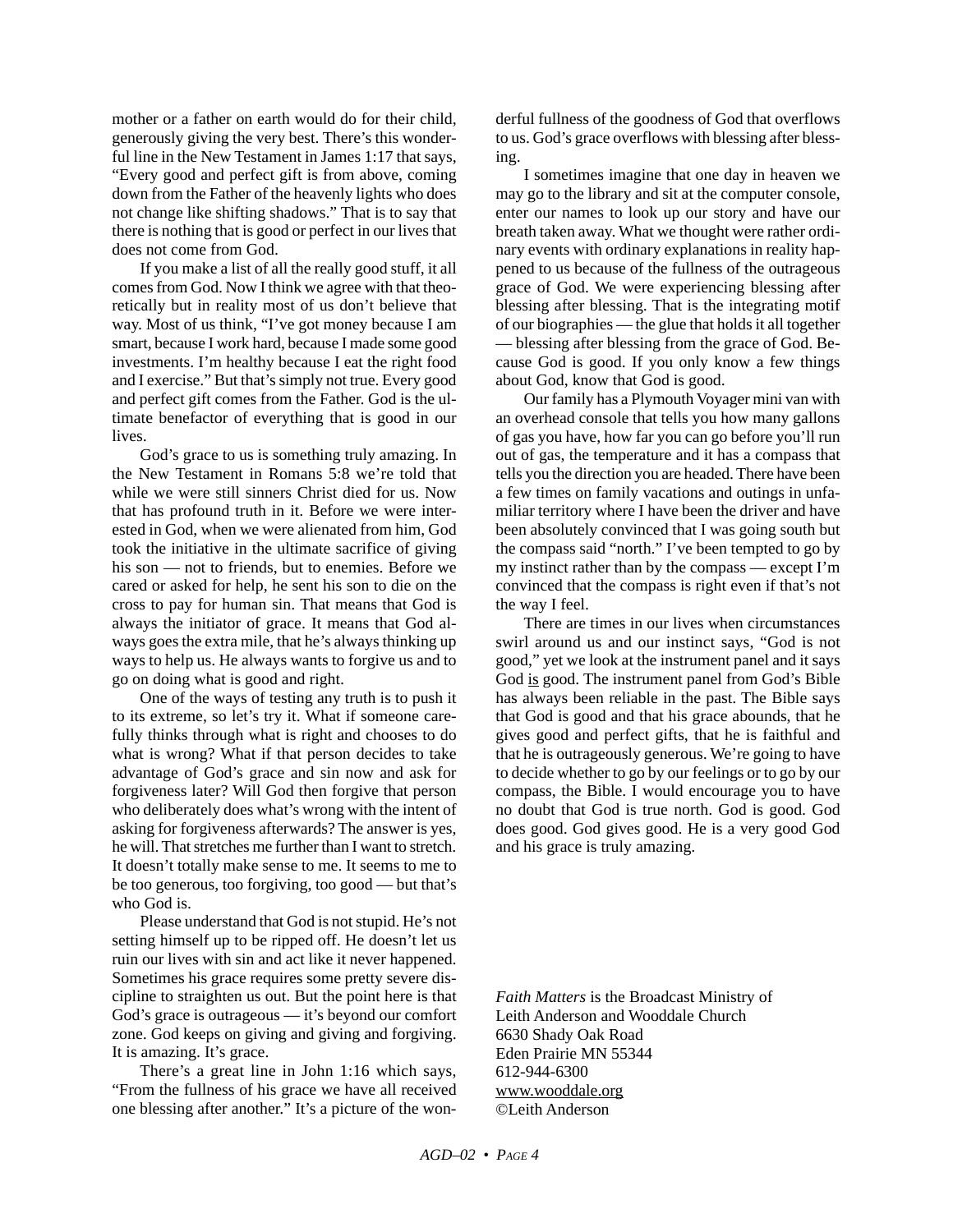mother or a father on earth would do for their child, generously giving the very best. There's this wonderful line in the New Testament in James 1:17 that says, "Every good and perfect gift is from above, coming down from the Father of the heavenly lights who does not change like shifting shadows." That is to say that there is nothing that is good or perfect in our lives that does not come from God.

If you make a list of all the really good stuff, it all comes from God. Now I think we agree with that theoretically but in reality most of us don't believe that way. Most of us think, "I've got money because I am smart, because I work hard, because I made some good investments. I'm healthy because I eat the right food and I exercise." But that's simply not true. Every good and perfect gift comes from the Father. God is the ultimate benefactor of everything that is good in our lives.

God's grace to us is something truly amazing. In the New Testament in Romans 5:8 we're told that while we were still sinners Christ died for us. Now that has profound truth in it. Before we were interested in God, when we were alienated from him, God took the initiative in the ultimate sacrifice of giving his son — not to friends, but to enemies. Before we cared or asked for help, he sent his son to die on the cross to pay for human sin. That means that God is always the initiator of grace. It means that God always goes the extra mile, that he's always thinking up ways to help us. He always wants to forgive us and to go on doing what is good and right.

One of the ways of testing any truth is to push it to its extreme, so let's try it. What if someone carefully thinks through what is right and chooses to do what is wrong? What if that person decides to take advantage of God's grace and sin now and ask for forgiveness later? Will God then forgive that person who deliberately does what's wrong with the intent of asking for forgiveness afterwards? The answer is yes, he will. That stretches me further than I want to stretch. It doesn't totally make sense to me. It seems to me to be too generous, too forgiving, too good — but that's who God is.

Please understand that God is not stupid. He's not setting himself up to be ripped off. He doesn't let us ruin our lives with sin and act like it never happened. Sometimes his grace requires some pretty severe discipline to straighten us out. But the point here is that God's grace is outrageous — it's beyond our comfort zone. God keeps on giving and giving and forgiving. It is amazing. It's grace.

There's a great line in John 1:16 which says, "From the fullness of his grace we have all received one blessing after another." It's a picture of the wonderful fullness of the goodness of God that overflows to us. God's grace overflows with blessing after blessing.

I sometimes imagine that one day in heaven we may go to the library and sit at the computer console, enter our names to look up our story and have our breath taken away. What we thought were rather ordinary events with ordinary explanations in reality happened to us because of the fullness of the outrageous grace of God. We were experiencing blessing after blessing after blessing. That is the integrating motif of our biographies — the glue that holds it all together — blessing after blessing from the grace of God. Because God is good. If you only know a few things about God, know that God is good.

Our family has a Plymouth Voyager mini van with an overhead console that tells you how many gallons of gas you have, how far you can go before you'll run out of gas, the temperature and it has a compass that tells you the direction you are headed. There have been a few times on family vacations and outings in unfamiliar territory where I have been the driver and have been absolutely convinced that I was going south but the compass said "north." I've been tempted to go by my instinct rather than by the compass — except I'm convinced that the compass is right even if that's not the way I feel.

There are times in our lives when circumstances swirl around us and our instinct says, "God is not good," yet we look at the instrument panel and it says God <u>is</u> good. The instrument panel from God's Bible has always been reliable in the past. The Bible says that God is good and that his grace abounds, that he gives good and perfect gifts, that he is faithful and that he is outrageously generous. We're going to have to decide whether to go by our feelings or to go by our compass, the Bible. I would encourage you to have no doubt that God is true north. God is good. God does good. God gives good. He is a very good God and his grace is truly amazing.

*Faith Matters* is the Broadcast Ministry of
Leith Anderson and Wooddale Church
6630 Shady Oak Road
Eden Prairie MN 55344
612-944-6300
www.wooddale.org
©Leith Anderson